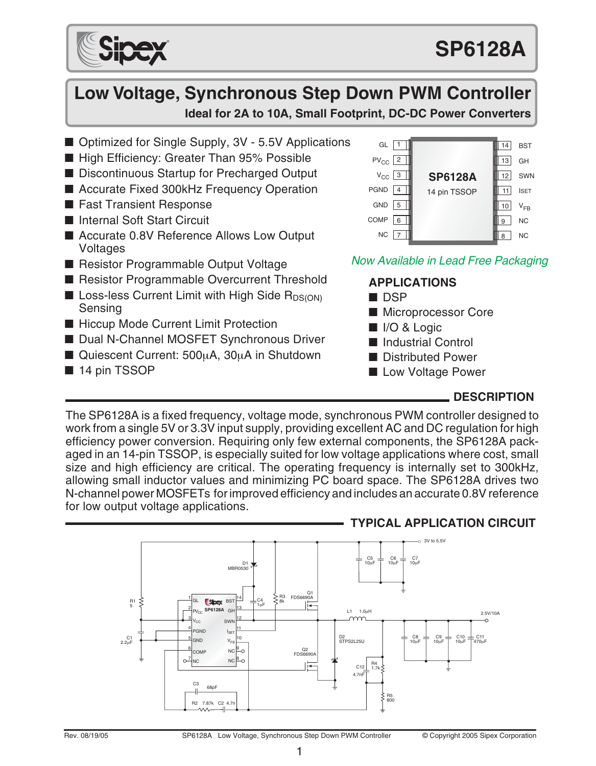# SP6128A

## Low Voltage, Synchronous Step Down PWM Controller

**Ideal for 2A to 10A, Small Footprint, DC-DC Power Converters**

- Optimized for Single Supply, 3V - 5.5V Applications
- High Efficiency: Greater Than 95% Possible
- Discontinuous Startup for Precharged Output
- Accurate Fixed 300kHz Frequency Operation
- Fast Transient Response
- Internal Soft Start Circuit
- Accurate 0.8V Reference Allows Low Output Voltages
- Resistor Programmable Output Voltage
- Resistor Programmable Overcurrent Threshold
- Loss-less Current Limit with High Side $R_{DS(ON)}$ Sensing
- Hiccup Mode Current Limit Protection
- Dual N-Channel MOSFET Synchronous Driver
- Quiescent Current: 500µA, 30µA in Shutdown
- 14 pin TSSOP

| Pin | Name | | Pin | Name |
|---|---|---|---|---|
| 1 | GL | | 14 | BST |
| 2 | $PV_{CC}$ | | 13 | GH |
| 3 | $V_{CC}$ | | 12 | SWN |
| 4 | PGND | | 11 | $I_{SET}$ |
| 5 | GND | | 10 | $V_{FB}$ |
| 6 | COMP | | 9 | NC |
| 7 | NC | | 8 | NC |

SP6128A 14 pin TSSOP

*Now Available in Lead Free Packaging*

## APPLICATIONS

- DSP
- Microprocessor Core
- I/O & Logic
- Industrial Control
- Distributed Power
- Low Voltage Power

## DESCRIPTION

The SP6128A is a fixed frequency, voltage mode, synchronous PWM controller designed to work from a single 5V or 3.3V input supply, providing excellent AC and DC regulation for high efficiency power conversion. Requiring only few external components, the SP6128A packaged in an 14-pin TSSOP, is especially suited for low voltage applications where cost, small size and high efficiency are critical. The operating frequency is internally set to 300kHz, allowing small inductor values and minimizing PC board space. The SP6128A drives two N-channel power MOSFETs for improved efficiency and includes an accurate 0.8V reference for low output voltage applications.

## TYPICAL APPLICATION CIRCUIT

Circuit components: 3V to 5.5V input; C5, C6, C7 10µF; D1 MBR0530; R1 5; C1 2.2µF; C4 1µF; R3 8k; Q1 FDS6690A; Q2 FDS6690A; L1 1.0µH; D2 STPS2L25U; C8, C9, C10 10µF; C11 470µF; output 2.5V/10A; R4 1.7k; C12 4.7nF; R5 800; C3 68pF; R2 7.87k; C2 4.7n.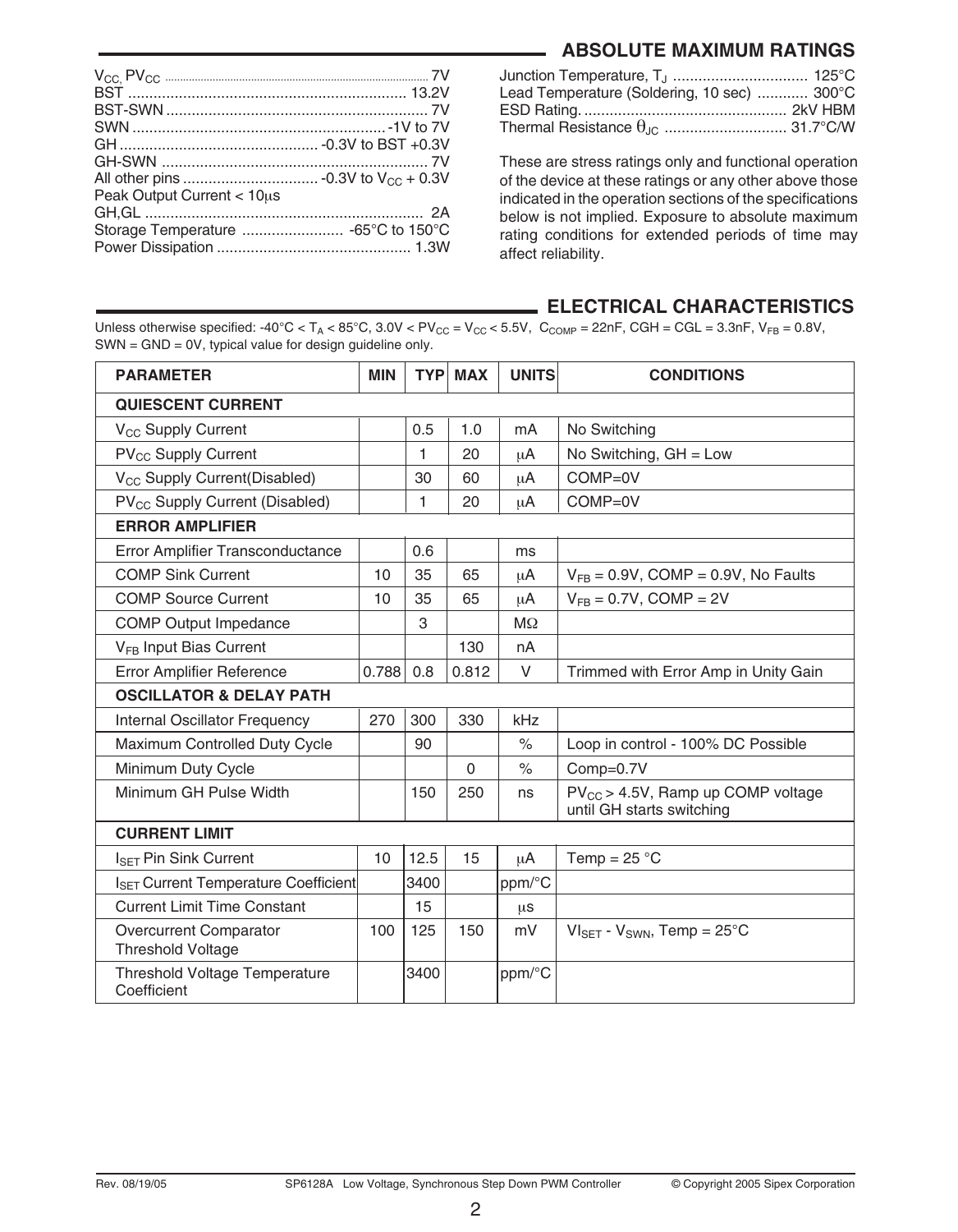## ABSOLUTE MAXIMUM RATINGS

$V_{CC}$, $PV_{CC}$ .......... 7V
BST .......... 13.2V
BST-SWN .......... 7V
SWN .......... -1V to 7V
GH .......... -0.3V to BST +0.3V
GH-SWN .......... 7V
All other pins .......... -0.3V to $V_{CC}$ + 0.3V
Peak Output Current < 10μs
GH,GL .......... 2A
Storage Temperature .......... -65°C to 150°C
Power Dissipation .......... 1.3W

Junction Temperature, $T_J$ .......... 125°C
Lead Temperature (Soldering, 10 sec) .......... 300°C
ESD Rating. .......... 2kV HBM
Thermal Resistance $\theta_{JC}$ .......... 31.7°C/W

These are stress ratings only and functional operation of the device at these ratings or any other above those indicated in the operation sections of the specifications below is not implied. Exposure to absolute maximum rating conditions for extended periods of time may affect reliability.

## ELECTRICAL CHARACTERISTICS

Unless otherwise specified: -40°C < $T_A$ < 85°C, 3.0V < $PV_{CC}$ = $V_{CC}$ < 5.5V, $C_{COMP}$ = 22nF, CGH = CGL = 3.3nF, $V_{FB}$ = 0.8V, SWN = GND = 0V, typical value for design guideline only.

| PARAMETER | MIN | TYP | MAX | UNITS | CONDITIONS |
|---|---|---|---|---|---|
| **QUIESCENT CURRENT** | | | | | |
| $V_{CC}$ Supply Current | | 0.5 | 1.0 | mA | No Switching |
| $PV_{CC}$ Supply Current | | 1 | 20 | μA | No Switching, GH = Low |
| $V_{CC}$ Supply Current(Disabled) | | 30 | 60 | μA | COMP=0V |
| $PV_{CC}$ Supply Current (Disabled) | | 1 | 20 | μA | COMP=0V |
| **ERROR AMPLIFIER** | | | | | |
| Error Amplifier Transconductance | | 0.6 | | ms | |
| COMP Sink Current | 10 | 35 | 65 | μA | $V_{FB}$ = 0.9V, COMP = 0.9V, No Faults |
| COMP Source Current | 10 | 35 | 65 | μA | $V_{FB}$ = 0.7V, COMP = 2V |
| COMP Output Impedance | | 3 | | MΩ | |
| $V_{FB}$ Input Bias Current | | | 130 | nA | |
| Error Amplifier Reference | 0.788 | 0.8 | 0.812 | V | Trimmed with Error Amp in Unity Gain |
| **OSCILLATOR & DELAY PATH** | | | | | |
| Internal Oscillator Frequency | 270 | 300 | 330 | kHz | |
| Maximum Controlled Duty Cycle | | 90 | | % | Loop in control - 100% DC Possible |
| Minimum Duty Cycle | | | 0 | % | Comp=0.7V |
| Minimum GH Pulse Width | | 150 | 250 | ns | $PV_{CC}$ > 4.5V, Ramp up COMP voltage until GH starts switching |
| **CURRENT LIMIT** | | | | | |
| $I_{SET}$ Pin Sink Current | 10 | 12.5 | 15 | μA | Temp = 25 °C |
| $I_{SET}$ Current Temperature Coefficient | | 3400 | | ppm/°C | |
| Current Limit Time Constant | | 15 | | μs | |
| Overcurrent Comparator Threshold Voltage | 100 | 125 | 150 | mV | $VI_{SET}$ - $V_{SWN}$, Temp = 25°C |
| Threshold Voltage Temperature Coefficient | | 3400 | | ppm/°C | |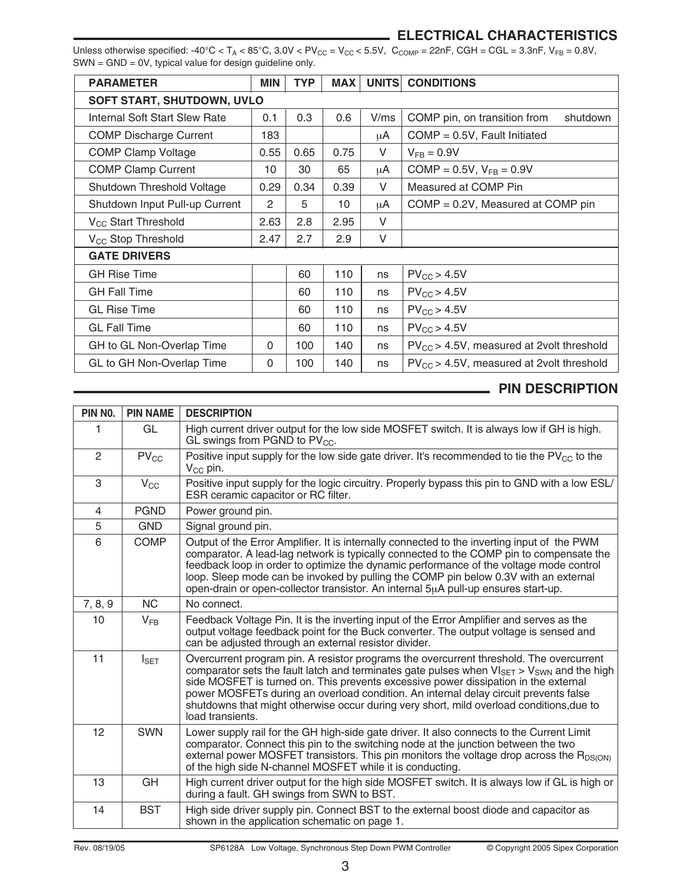## ELECTRICAL CHARACTERISTICS

Unless otherwise specified: -40°C < $T_A$ < 85°C, 3.0V < $PV_{CC}$ = $V_{CC}$ < 5.5V, $C_{COMP}$ = 22nF, CGH = CGL = 3.3nF, $V_{FB}$ = 0.8V, SWN = GND = 0V, typical value for design guideline only.

| PARAMETER | MIN | TYP | MAX | UNITS | CONDITIONS |
|---|---|---|---|---|---|
| **SOFT START, SHUTDOWN, UVLO** | | | | | |
| Internal Soft Start Slew Rate | 0.1 | 0.3 | 0.6 | V/ms | COMP pin, on transition from shutdown |
| COMP Discharge Current | 183 | | | μA | COMP = 0.5V, Fault Initiated |
| COMP Clamp Voltage | 0.55 | 0.65 | 0.75 | V | $V_{FB}$ = 0.9V |
| COMP Clamp Current | 10 | 30 | 65 | μA | COMP = 0.5V, $V_{FB}$ = 0.9V |
| Shutdown Threshold Voltage | 0.29 | 0.34 | 0.39 | V | Measured at COMP Pin |
| Shutdown Input Pull-up Current | 2 | 5 | 10 | μA | COMP = 0.2V, Measured at COMP pin |
| $V_{CC}$ Start Threshold | 2.63 | 2.8 | 2.95 | V | |
| $V_{CC}$ Stop Threshold | 2.47 | 2.7 | 2.9 | V | |
| **GATE DRIVERS** | | | | | |
| GH Rise Time | | 60 | 110 | ns | $PV_{CC}$ > 4.5V |
| GH Fall Time | | 60 | 110 | ns | $PV_{CC}$ > 4.5V |
| GL Rise Time | | 60 | 110 | ns | $PV_{CC}$ > 4.5V |
| GL Fall Time | | 60 | 110 | ns | $PV_{CC}$ > 4.5V |
| GH to GL Non-Overlap Time | 0 | 100 | 140 | ns | $PV_{CC}$ > 4.5V, measured at 2volt threshold |
| GL to GH Non-Overlap Time | 0 | 100 | 140 | ns | $PV_{CC}$ > 4.5V, measured at 2volt threshold |

## PIN DESCRIPTION

| PIN NO. | PIN NAME | DESCRIPTION |
|---|---|---|
| 1 | GL | High current driver output for the low side MOSFET switch. It is always low if GH is high. GL swings from PGND to $PV_{CC}$. |
| 2 | $PV_{CC}$ | Positive input supply for the low side gate driver. It's recommended to tie the $PV_{CC}$ to the $V_{CC}$ pin. |
| 3 | $V_{CC}$ | Positive input supply for the logic circuitry. Properly bypass this pin to GND with a low ESL/ESR ceramic capacitor or RC filter. |
| 4 | PGND | Power ground pin. |
| 5 | GND | Signal ground pin. |
| 6 | COMP | Output of the Error Amplifier. It is internally connected to the inverting input of the PWM comparator. A lead-lag network is typically connected to the COMP pin to compensate the feedback loop in order to optimize the dynamic performance of the voltage mode control loop. Sleep mode can be invoked by pulling the COMP pin below 0.3V with an external open-drain or open-collector transistor. An internal 5μA pull-up ensures start-up. |
| 7, 8, 9 | NC | No connect. |
| 10 | $V_{FB}$ | Feedback Voltage Pin. It is the inverting input of the Error Amplifier and serves as the output voltage feedback point for the Buck converter. The output voltage is sensed and can be adjusted through an external resistor divider. |
| 11 | $I_{SET}$ | Overcurrent program pin. A resistor programs the overcurrent threshold. The overcurrent comparator sets the fault latch and terminates gate pulses when $VI_{SET}$ > $V_{SWN}$ and the high side MOSFET is turned on. This prevents excessive power dissipation in the external power MOSFETs during an overload condition. An internal delay circuit prevents false shutdowns that might otherwise occur during very short, mild overload conditions,due to load transients. |
| 12 | SWN | Lower supply rail for the GH high-side gate driver. It also connects to the Current Limit comparator. Connect this pin to the switching node at the junction between the two external power MOSFET transistors. This pin monitors the voltage drop across the $R_{DS(ON)}$ of the high side N-channel MOSFET while it is conducting. |
| 13 | GH | High current driver output for the high side MOSFET switch. It is always low if GL is high or during a fault. GH swings from SWN to BST. |
| 14 | BST | High side driver supply pin. Connect BST to the external boost diode and capacitor as shown in the application schematic on page 1. |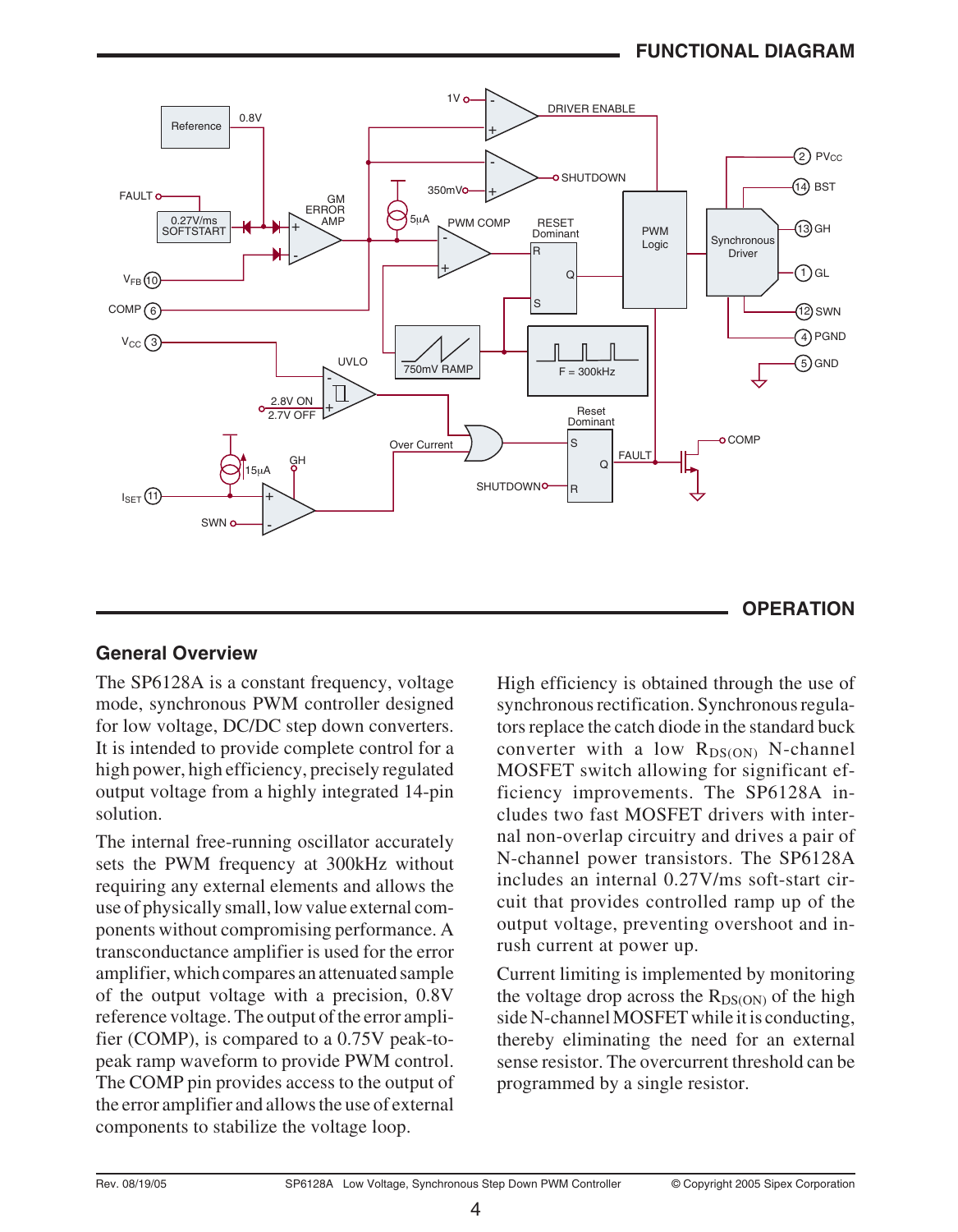## FUNCTIONAL DIAGRAM

## OPERATION

### General Overview

The SP6128A is a constant frequency, voltage mode, synchronous PWM controller designed for low voltage, DC/DC step down converters. It is intended to provide complete control for a high power, high efficiency, precisely regulated output voltage from a highly integrated 14-pin solution.

The internal free-running oscillator accurately sets the PWM frequency at 300kHz without requiring any external elements and allows the use of physically small, low value external components without compromising performance. A transconductance amplifier is used for the error amplifier, which compares an attenuated sample of the output voltage with a precision, 0.8V reference voltage. The output of the error amplifier (COMP), is compared to a 0.75V peak-to-peak ramp waveform to provide PWM control. The COMP pin provides access to the output of the error amplifier and allows the use of external components to stabilize the voltage loop.

High efficiency is obtained through the use of synchronous rectification. Synchronous regulators replace the catch diode in the standard buck converter with a low $R_{DS(ON)}$ N-channel MOSFET switch allowing for significant efficiency improvements. The SP6128A includes two fast MOSFET drivers with internal non-overlap circuitry and drives a pair of N-channel power transistors. The SP6128A includes an internal 0.27V/ms soft-start circuit that provides controlled ramp up of the output voltage, preventing overshoot and inrush current at power up.

Current limiting is implemented by monitoring the voltage drop across the $R_{DS(ON)}$ of the high side N-channel MOSFET while it is conducting, thereby eliminating the need for an external sense resistor. The overcurrent threshold can be programmed by a single resistor.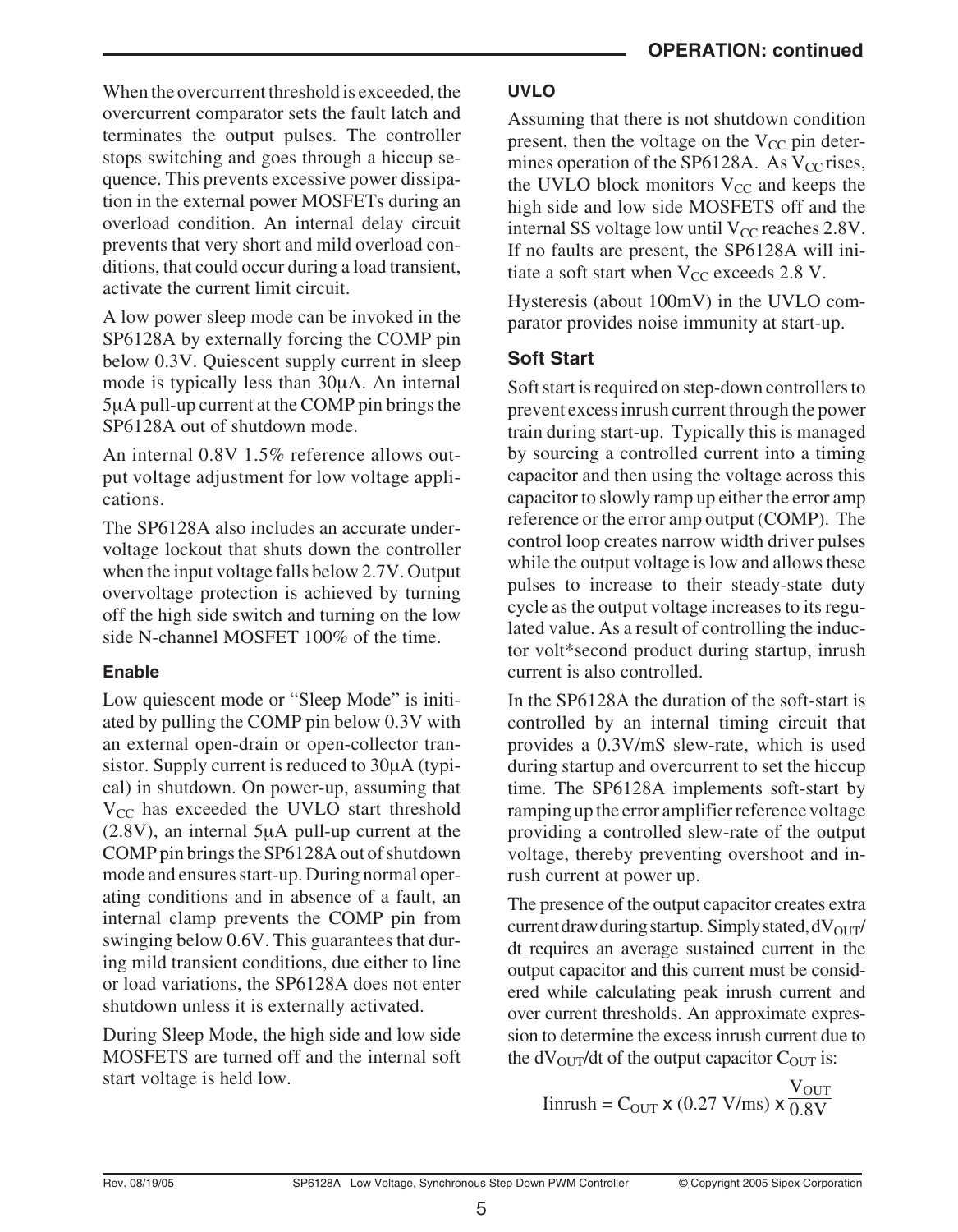When the overcurrent threshold is exceeded, the overcurrent comparator sets the fault latch and terminates the output pulses. The controller stops switching and goes through a hiccup sequence. This prevents excessive power dissipation in the external power MOSFETs during an overload condition. An internal delay circuit prevents that very short and mild overload conditions, that could occur during a load transient, activate the current limit circuit.

A low power sleep mode can be invoked in the SP6128A by externally forcing the COMP pin below 0.3V. Quiescent supply current in sleep mode is typically less than 30μA. An internal 5μA pull-up current at the COMP pin brings the SP6128A out of shutdown mode.

An internal 0.8V 1.5% reference allows output voltage adjustment for low voltage applications.

The SP6128A also includes an accurate undervoltage lockout that shuts down the controller when the input voltage falls below 2.7V. Output overvoltage protection is achieved by turning off the high side switch and turning on the low side N-channel MOSFET 100% of the time.

### Enable

Low quiescent mode or "Sleep Mode" is initiated by pulling the COMP pin below 0.3V with an external open-drain or open-collector transistor. Supply current is reduced to 30μA (typical) in shutdown. On power-up, assuming that $V_{CC}$ has exceeded the UVLO start threshold (2.8V), an internal 5μA pull-up current at the COMP pin brings the SP6128A out of shutdown mode and ensures start-up. During normal operating conditions and in absence of a fault, an internal clamp prevents the COMP pin from swinging below 0.6V. This guarantees that during mild transient conditions, due either to line or load variations, the SP6128A does not enter shutdown unless it is externally activated.

During Sleep Mode, the high side and low side MOSFETS are turned off and the internal soft start voltage is held low.

### UVLO

Assuming that there is not shutdown condition present, then the voltage on the $V_{CC}$ pin determines operation of the SP6128A. As $V_{CC}$ rises, the UVLO block monitors $V_{CC}$ and keeps the high side and low side MOSFETS off and the internal SS voltage low until $V_{CC}$ reaches 2.8V. If no faults are present, the SP6128A will initiate a soft start when $V_{CC}$ exceeds 2.8 V.

Hysteresis (about 100mV) in the UVLO comparator provides noise immunity at start-up.

### Soft Start

Soft start is required on step-down controllers to prevent excess inrush current through the power train during start-up. Typically this is managed by sourcing a controlled current into a timing capacitor and then using the voltage across this capacitor to slowly ramp up either the error amp reference or the error amp output (COMP). The control loop creates narrow width driver pulses while the output voltage is low and allows these pulses to increase to their steady-state duty cycle as the output voltage increases to its regulated value. As a result of controlling the inductor volt*second product during startup, inrush current is also controlled.

In the SP6128A the duration of the soft-start is controlled by an internal timing circuit that provides a 0.3V/mS slew-rate, which is used during startup and overcurrent to set the hiccup time. The SP6128A implements soft-start by ramping up the error amplifier reference voltage providing a controlled slew-rate of the output voltage, thereby preventing overshoot and inrush current at power up.

The presence of the output capacitor creates extra current draw during startup. Simply stated, $dV_{OUT}/dt$ requires an average sustained current in the output capacitor and this current must be considered while calculating peak inrush current and over current thresholds. An approximate expression to determine the excess inrush current due to the $dV_{OUT}/dt$ of the output capacitor $C_{OUT}$ is:

$$I_{inrush} = C_{OUT} \times (0.27\ V/ms) \times \frac{V_{OUT}}{0.8V}$$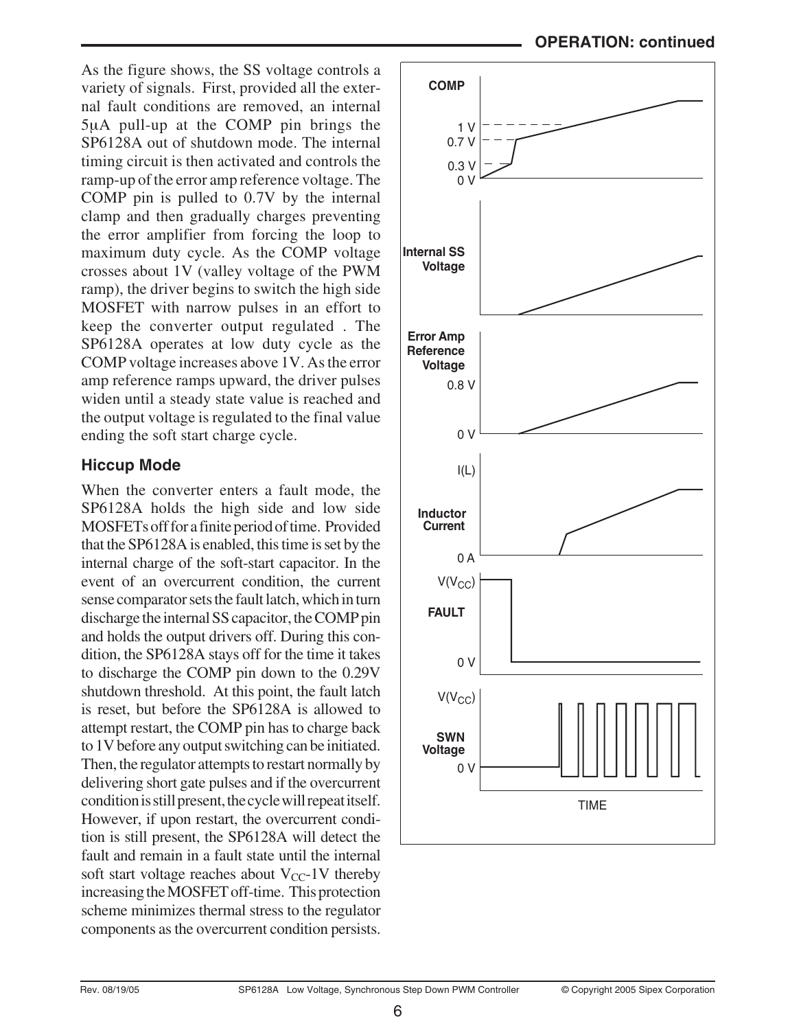As the figure shows, the SS voltage controls a variety of signals. First, provided all the external fault conditions are removed, an internal 5μA pull-up at the COMP pin brings the SP6128A out of shutdown mode. The internal timing circuit is then activated and controls the ramp-up of the error amp reference voltage. The COMP pin is pulled to 0.7V by the internal clamp and then gradually charges preventing the error amplifier from forcing the loop to maximum duty cycle. As the COMP voltage crosses about 1V (valley voltage of the PWM ramp), the driver begins to switch the high side MOSFET with narrow pulses in an effort to keep the converter output regulated . The SP6128A operates at low duty cycle as the COMP voltage increases above 1V. As the error amp reference ramps upward, the driver pulses widen until a steady state value is reached and the output voltage is regulated to the final value ending the soft start charge cycle.

### Hiccup Mode

When the converter enters a fault mode, the SP6128A holds the high side and low side MOSFETs off for a finite period of time. Provided that the SP6128A is enabled, this time is set by the internal charge of the soft-start capacitor. In the event of an overcurrent condition, the current sense comparator sets the fault latch, which in turn discharge the internal SS capacitor, the COMP pin and holds the output drivers off. During this condition, the SP6128A stays off for the time it takes to discharge the COMP pin down to the 0.29V shutdown threshold. At this point, the fault latch is reset, but before the SP6128A is allowed to attempt restart, the COMP pin has to charge back to 1V before any output switching can be initiated. Then, the regulator attempts to restart normally by delivering short gate pulses and if the overcurrent condition is still present, the cycle will repeat itself. However, if upon restart, the overcurrent condition is still present, the SP6128A will detect the fault and remain in a fault state until the internal soft start voltage reaches about $V_{CC}$-1V thereby increasing the MOSFET off-time. This protection scheme minimizes thermal stress to the regulator components as the overcurrent condition persists.

COMP: 1 V, 0.7 V, 0.3 V, 0 V

Internal SS Voltage

Error Amp Reference Voltage: 0.8 V, 0 V

Inductor Current: I(L), 0 A

FAULT: $V(V_{CC})$, 0 V

SWN Voltage: $V(V_{CC})$, 0 V

TIME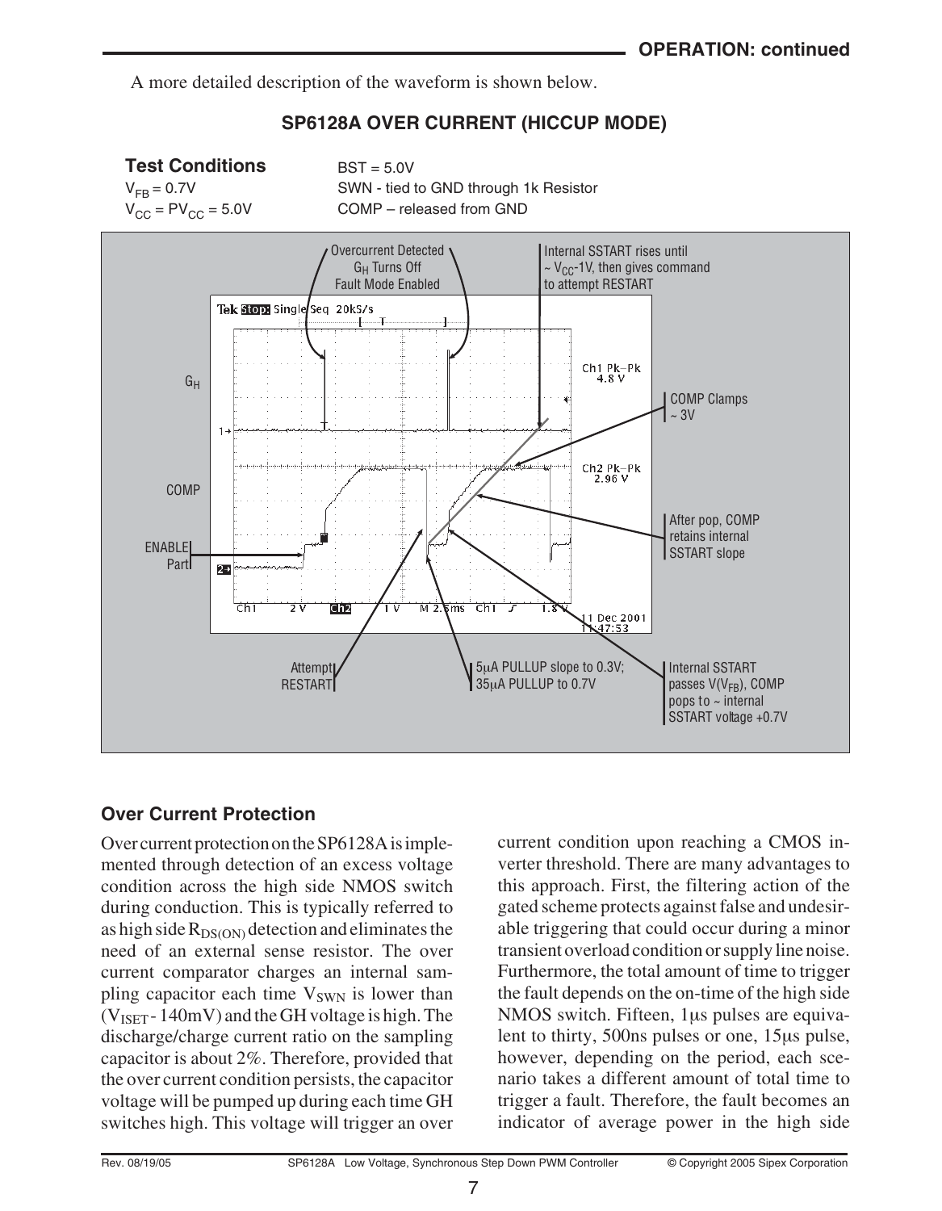A more detailed description of the waveform is shown below.

**SP6128A OVER CURRENT (HICCUP MODE)**

**Test Conditions**

$V_{FB}$ = 0.7V

$V_{CC}$ = $PV_{CC}$ = 5.0V

BST = 5.0V

SWN - tied to GND through 1k Resistor

COMP – released from GND

Overcurrent Detected
$G_H$ Turns Off
Fault Mode Enabled

Internal SSTART rises until ~ $V_{CC}$-1V, then gives command to attempt RESTART

$G_H$

COMP Clamps ~ 3V

COMP

After pop, COMP retains internal SSTART slope

ENABLE Part

Attempt RESTART

5μA PULLUP slope to 0.3V; 35μA PULLUP to 0.7V

Internal SSTART passes V($V_{FB}$), COMP pops to ~ internal SSTART voltage +0.7V

## Over Current Protection

Over current protection on the SP6128A is implemented through detection of an excess voltage condition across the high side NMOS switch during conduction. This is typically referred to as high side $R_{DS(ON)}$ detection and eliminates the need of an external sense resistor. The over current comparator charges an internal sampling capacitor each time $V_{SWN}$ is lower than ($V_{ISET}$ - 140mV) and the GH voltage is high. The discharge/charge current ratio on the sampling capacitor is about 2%. Therefore, provided that the over current condition persists, the capacitor voltage will be pumped up during each time GH switches high. This voltage will trigger an over current condition upon reaching a CMOS inverter threshold. There are many advantages to this approach. First, the filtering action of the gated scheme protects against false and undesirable triggering that could occur during a minor transient overload condition or supply line noise. Furthermore, the total amount of time to trigger the fault depends on the on-time of the high side NMOS switch. Fifteen, 1μs pulses are equivalent to thirty, 500ns pulses or one, 15μs pulse, however, depending on the period, each scenario takes a different amount of total time to trigger a fault. Therefore, the fault becomes an indicator of average power in the high side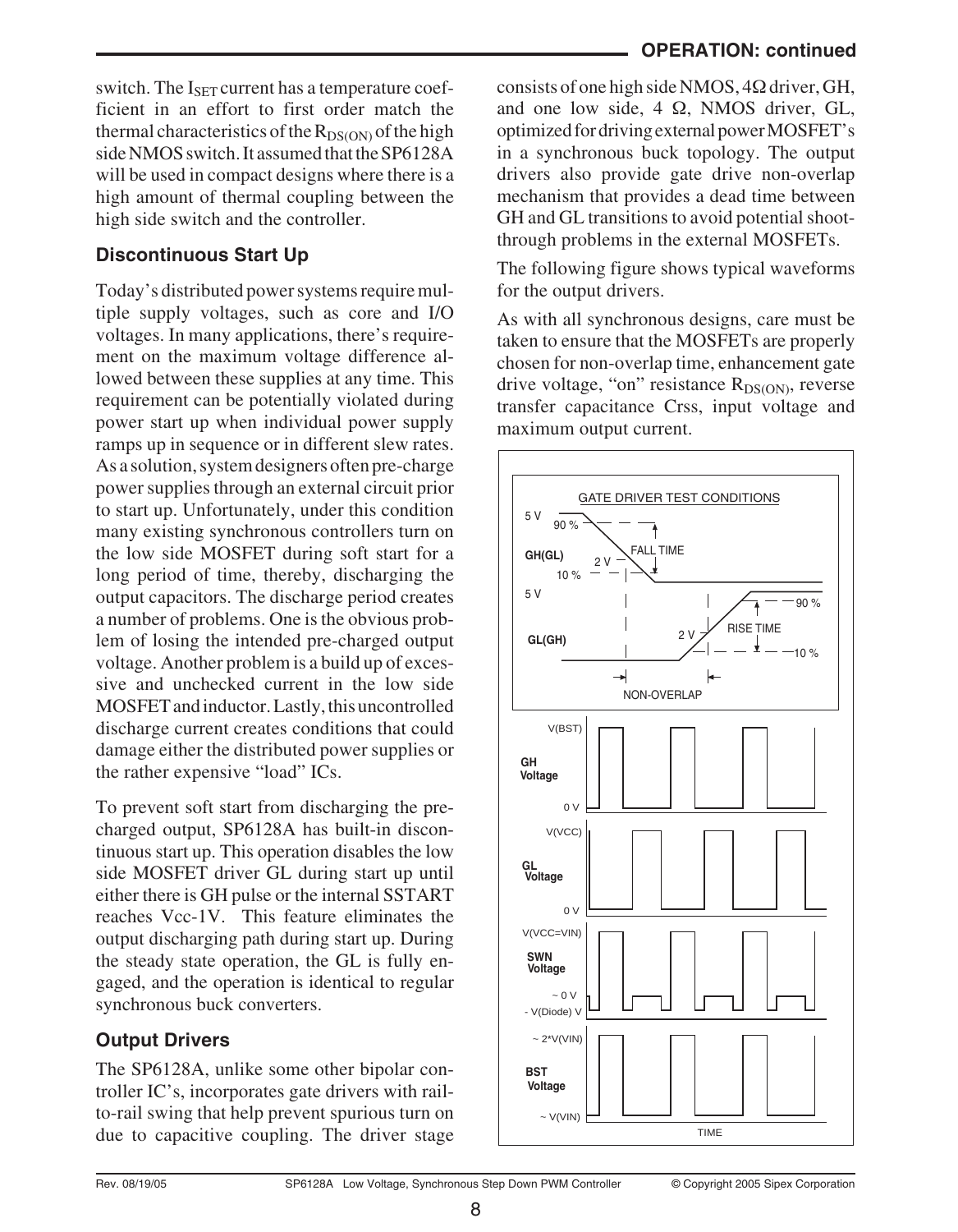switch. The $I_{SET}$ current has a temperature coefficient in an effort to first order match the thermal characteristics of the $R_{DS(ON)}$ of the high side NMOS switch. It assumed that the SP6128A will be used in compact designs where there is a high amount of thermal coupling between the high side switch and the controller.

### Discontinuous Start Up

Today's distributed power systems require multiple supply voltages, such as core and I/O voltages. In many applications, there's requirement on the maximum voltage difference allowed between these supplies at any time. This requirement can be potentially violated during power start up when individual power supply ramps up in sequence or in different slew rates. As a solution, system designers often pre-charge power supplies through an external circuit prior to start up. Unfortunately, under this condition many existing synchronous controllers turn on the low side MOSFET during soft start for a long period of time, thereby, discharging the output capacitors. The discharge period creates a number of problems. One is the obvious problem of losing the intended pre-charged output voltage. Another problem is a build up of excessive and unchecked current in the low side MOSFET and inductor. Lastly, this uncontrolled discharge current creates conditions that could damage either the distributed power supplies or the rather expensive "load" ICs.

To prevent soft start from discharging the pre-charged output, SP6128A has built-in discontinuous start up. This operation disables the low side MOSFET driver GL during start up until either there is GH pulse or the internal SSTART reaches Vcc-1V. This feature eliminates the output discharging path during start up. During the steady state operation, the GL is fully engaged, and the operation is identical to regular synchronous buck converters.

### Output Drivers

The SP6128A, unlike some other bipolar controller IC's, incorporates gate drivers with rail-to-rail swing that help prevent spurious turn on due to capacitive coupling. The driver stage consists of one high side NMOS, 4Ω driver, GH, and one low side, 4 Ω, NMOS driver, GL, optimized for driving external power MOSFET's in a synchronous buck topology. The output drivers also provide gate drive non-overlap mechanism that provides a dead time between GH and GL transitions to avoid potential shoot-through problems in the external MOSFETs.

The following figure shows typical waveforms for the output drivers.

As with all synchronous designs, care must be taken to ensure that the MOSFETs are properly chosen for non-overlap time, enhancement gate drive voltage, "on" resistance $R_{DS(ON)}$, reverse transfer capacitance Crss, input voltage and maximum output current.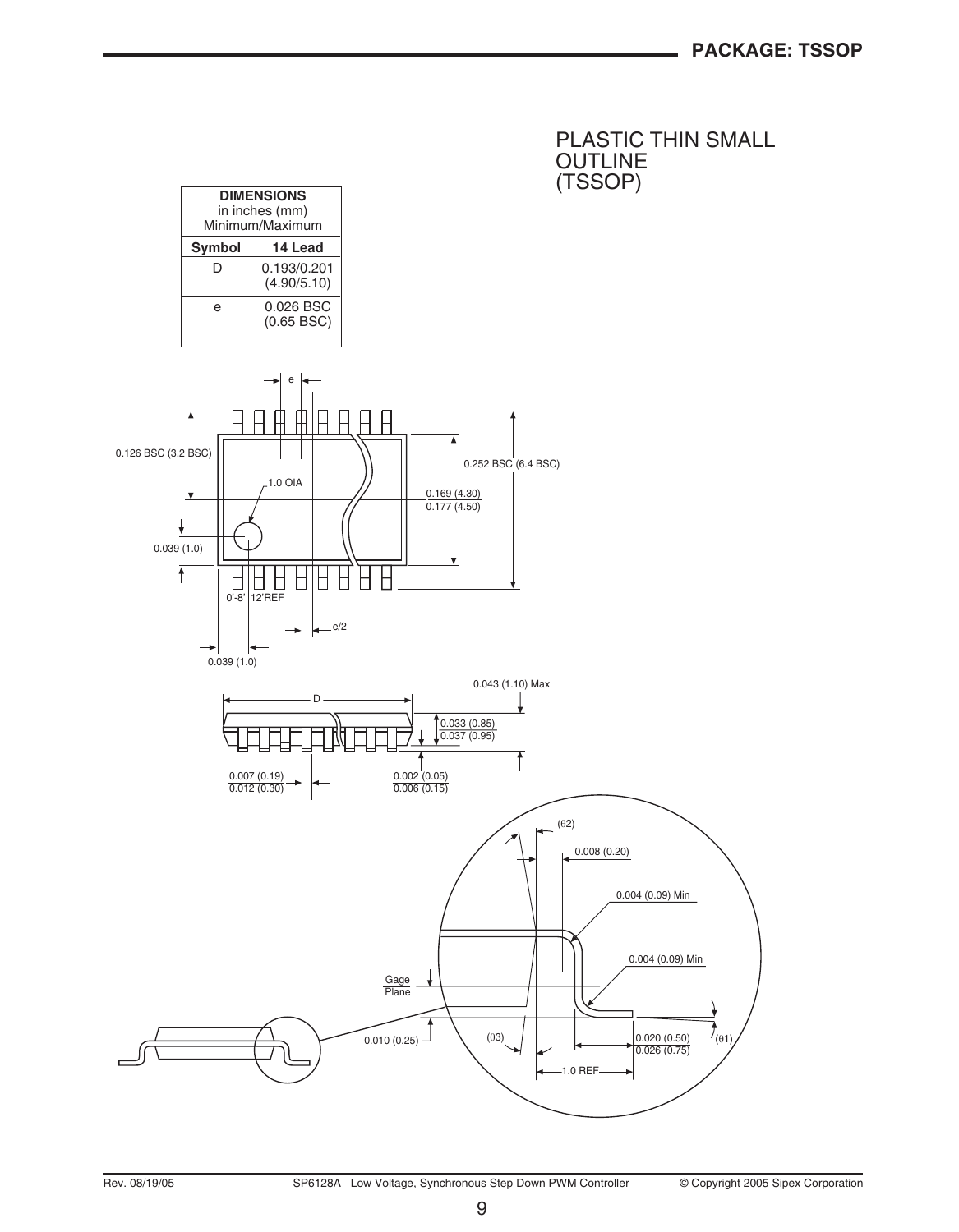## PLASTIC THIN SMALL OUTLINE (TSSOP)

| DIMENSIONS in inches (mm) Minimum/Maximum | |
|---|---|
| **Symbol** | **14 Lead** |
| D | 0.193/0.201 (4.90/5.10) |
| e | 0.026 BSC (0.65 BSC) |

e

0.126 BSC (3.2 BSC)

1.0 OIA

0.252 BSC (6.4 BSC)

0.169 (4.30) / 0.177 (4.50)

0.039 (1.0)

0'-8' 12'REF

e/2

0.039 (1.0)

0.043 (1.10) Max

D

0.033 (0.85) / 0.037 (0.95)

0.007 (0.19) / 0.012 (0.30)

0.002 (0.05) / 0.006 (0.15)

(θ2)

0.008 (0.20)

0.004 (0.09) Min

0.004 (0.09) Min

Gage Plane

0.010 (0.25)

(θ3)

0.020 (0.50) / 0.026 (0.75)

(θ1)

1.0 REF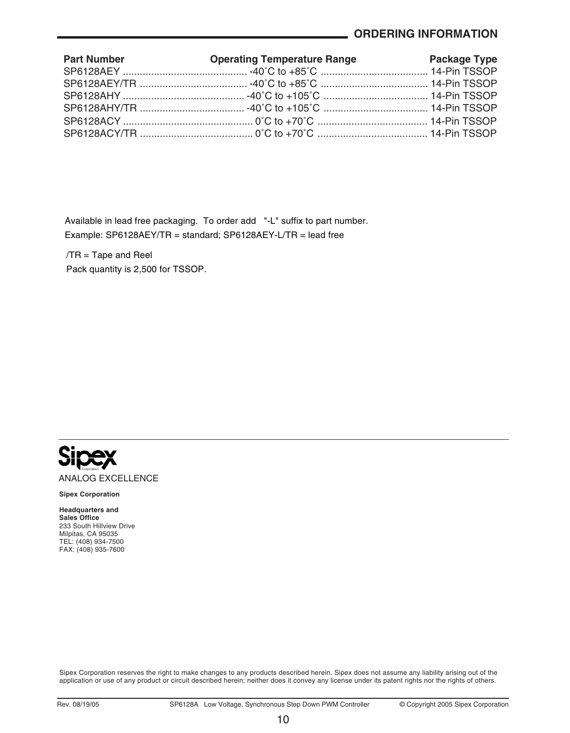## ORDERING INFORMATION

| Part Number | Operating Temperature Range | Package Type |
| --- | --- | --- |
| SP6128AEY | -40˚C to +85˚C | 14-Pin TSSOP |
| SP6128AEY/TR | -40˚C to +85˚C | 14-Pin TSSOP |
| SP6128AHY | -40˚C to +105˚C | 14-Pin TSSOP |
| SP6128AHY/TR | -40˚C to +105˚C | 14-Pin TSSOP |
| SP6128ACY | 0˚C to +70˚C | 14-Pin TSSOP |
| SP6128ACY/TR | 0˚C to +70˚C | 14-Pin TSSOP |

Available in lead free packaging. To order add "-L" suffix to part number.
Example: SP6128AEY/TR = standard; SP6128AEY-L/TR = lead free

/TR = Tape and Reel
Pack quantity is 2,500 for TSSOP.

Sipex Corporation
ANALOG EXCELLENCE

**Sipex Corporation**

**Headquarters and Sales Office**
233 South Hillview Drive
Milpitas, CA 95035
TEL: (408) 934-7500
FAX: (408) 935-7600

Sipex Corporation reserves the right to make changes to any products described herein. Sipex does not assume any liability arising out of the application or use of any product or circuit described herein; neither does it convey any license under its patent rights nor the rights of others.